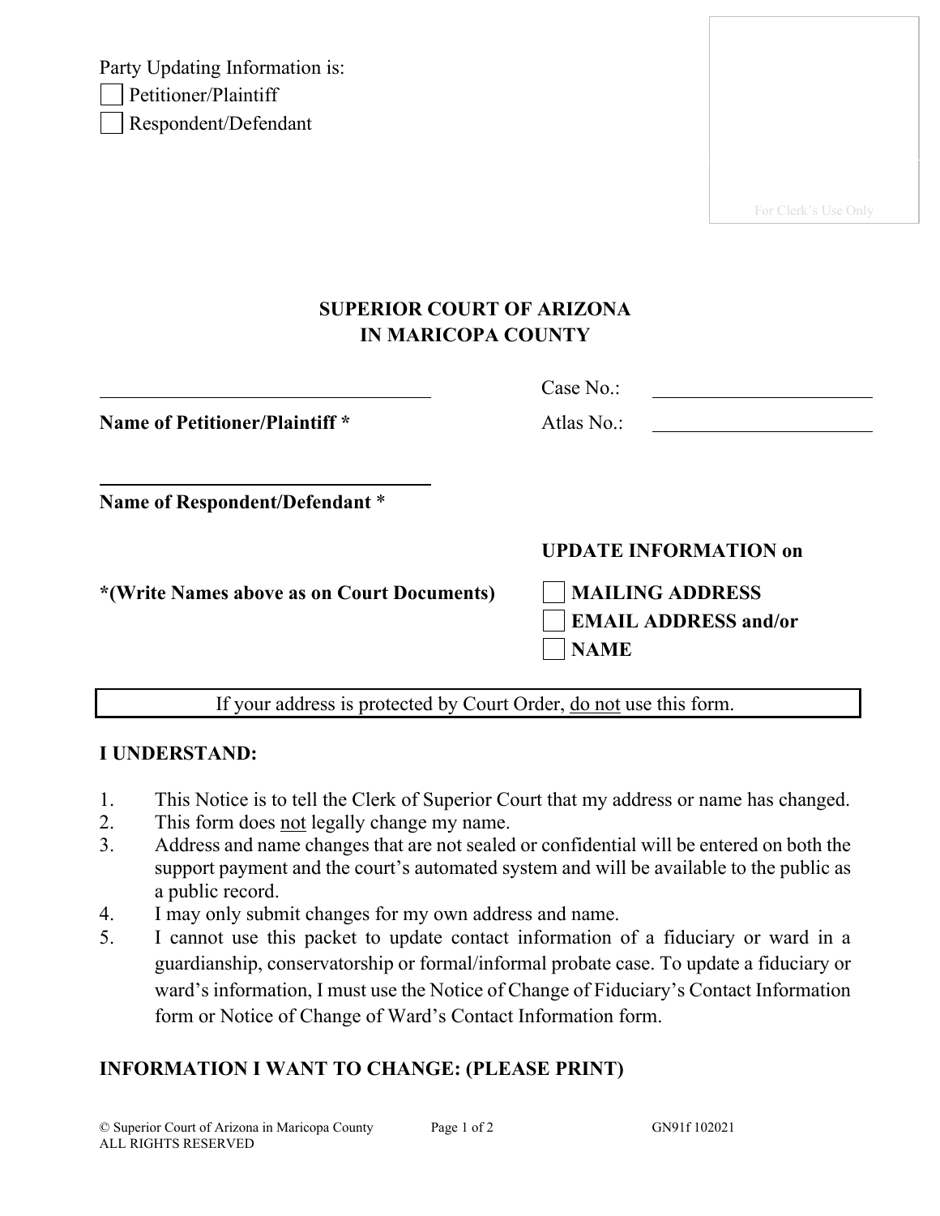Party Updating Information is:

☐ Petitioner/Plaintiff

☐ Respondent/Defendant

For Clerk's Use Only

**SUPERIOR COURT OF ARIZONA**
**IN MARICOPA COUNTY**

| | |
|---|---|
| ______________________________ | Case No.: ______________________ |
| **Name of Petitioner/Plaintiff *** | Atlas No.: ______________________ |
| ______________________________ | |
| **Name of Respondent/Defendant *** | |
| | **UPDATE INFORMATION on** |
| ***(Write Names above as on Court Documents)** | ☐ **MAILING ADDRESS** |
| | ☐ **EMAIL ADDRESS and/or** |
| | ☐ **NAME** |

If your address is protected by Court Order, <u>do not</u> use this form.

**I UNDERSTAND:**

1. This Notice is to tell the Clerk of Superior Court that my address or name has changed.
2. This form does <u>not</u> legally change my name.
3. Address and name changes that are not sealed or confidential will be entered on both the support payment and the court's automated system and will be available to the public as a public record.
4. I may only submit changes for my own address and name.
5. I cannot use this packet to update contact information of a fiduciary or ward in a guardianship, conservatorship or formal/informal probate case. To update a fiduciary or ward's information, I must use the Notice of Change of Fiduciary's Contact Information form or Notice of Change of Ward's Contact Information form.

**INFORMATION I WANT TO CHANGE: (PLEASE PRINT)**

© Superior Court of Arizona in Maricopa County
ALL RIGHTS RESERVED

GN91f 102021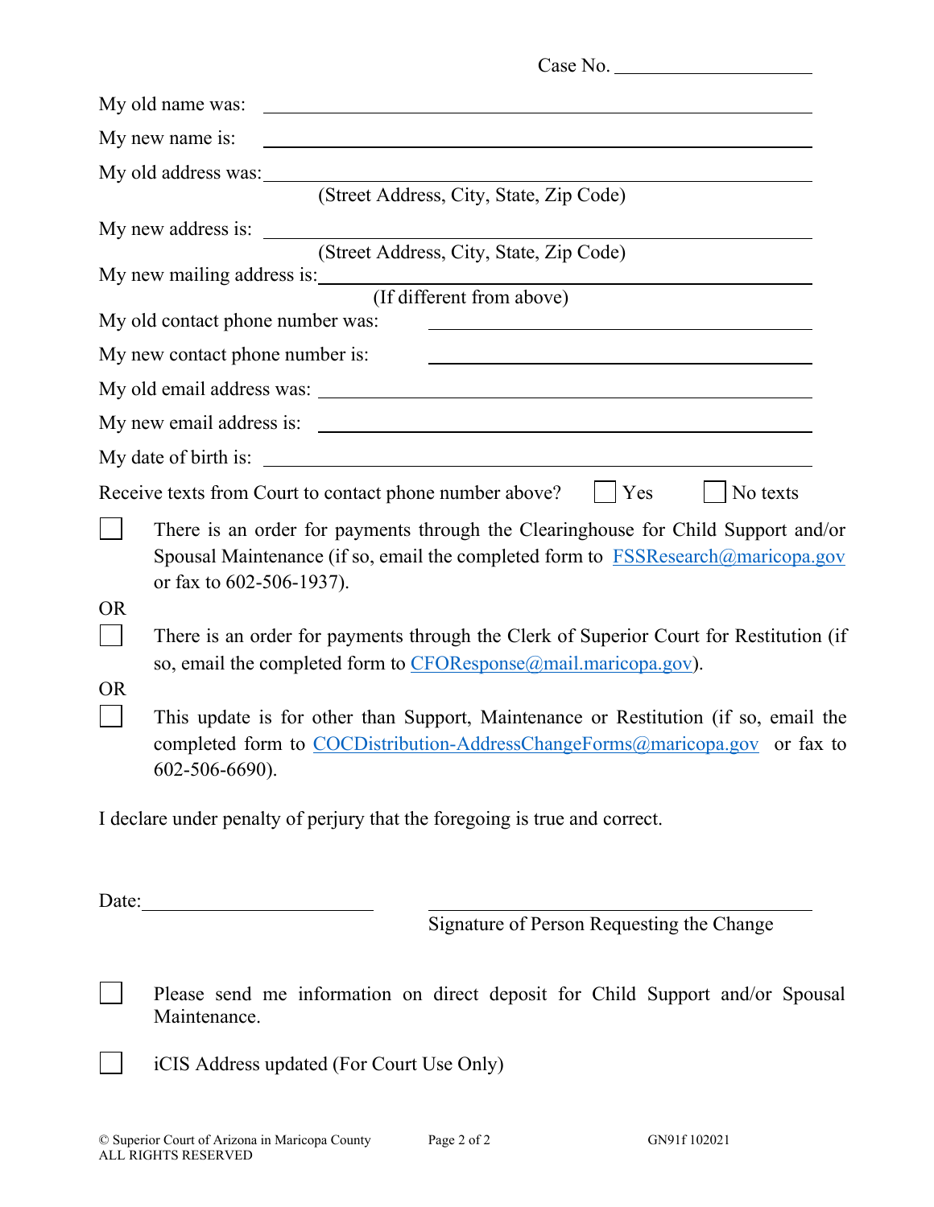Case No. ____________________

My old name was: ____________________________________________

My new name is: ____________________________________________

My old address was: ____________________________________________
(Street Address, City, State, Zip Code)

My new address is: ____________________________________________
(Street Address, City, State, Zip Code)

My new mailing address is: ____________________________________________
(If different from above)

My old contact phone number was: ______________________________

My new contact phone number is: ______________________________

My old email address was: ______________________________

My new email address is: ______________________________

My date of birth is: ______________________________

Receive texts from Court to contact phone number above? ☐ Yes ☐ No texts

☐ There is an order for payments through the Clearinghouse for Child Support and/or Spousal Maintenance (if so, email the completed form to FSSResearch@maricopa.gov or fax to 602-506-1937).

OR

☐ There is an order for payments through the Clerk of Superior Court for Restitution (if so, email the completed form to CFOResponse@mail.maricopa.gov).

OR

☐ This update is for other than Support, Maintenance or Restitution (if so, email the completed form to COCDistribution-AddressChangeForms@maricopa.gov or fax to 602-506-6690).

I declare under penalty of perjury that the foregoing is true and correct.

Date: ______________________ ______________________________
Signature of Person Requesting the Change

☐ Please send me information on direct deposit for Child Support and/or Spousal Maintenance.

☐ iCIS Address updated (For Court Use Only)

© Superior Court of Arizona in Maricopa County
ALL RIGHTS RESERVED

GN91f 102021